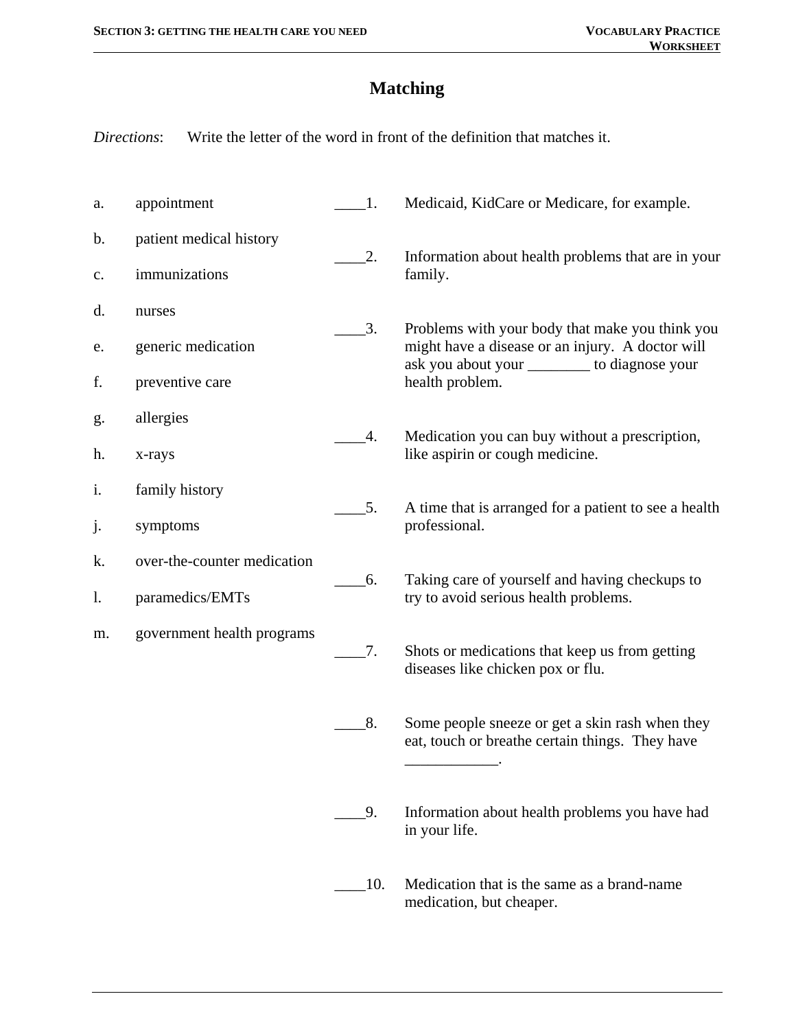# Matching

*Directions*: Write the letter of the word in front of the definition that matches it.

a. appointment

b. patient medical history

c. immunizations

d. nurses

e. generic medication

f. preventive care

g. allergies

h. x-rays

i. family history

j. symptoms

k. over-the-counter medication

l. paramedics/EMTs

m. government health programs

____1. Medicaid, KidCare or Medicare, for example.

____2. Information about health problems that are in your family.

____3. Problems with your body that make you think you might have a disease or an injury. A doctor will ask you about your ________ to diagnose your health problem.

____4. Medication you can buy without a prescription, like aspirin or cough medicine.

____5. A time that is arranged for a patient to see a health professional.

____6. Taking care of yourself and having checkups to try to avoid serious health problems.

____7. Shots or medications that keep us from getting diseases like chicken pox or flu.

____8. Some people sneeze or get a skin rash when they eat, touch or breathe certain things. They have ____________.

____9. Information about health problems you have had in your life.

____10. Medication that is the same as a brand-name medication, but cheaper.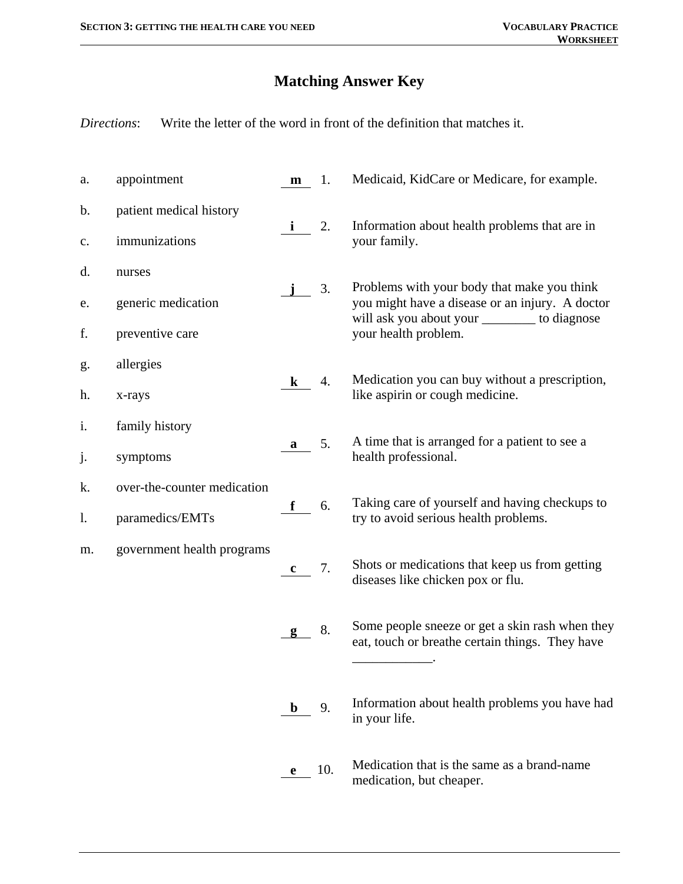# Matching Answer Key

*Directions*: Write the letter of the word in front of the definition that matches it.

a. appointment

b. patient medical history

c. immunizations

d. nurses

e. generic medication

f. preventive care

g. allergies

h. x-rays

i. family history

j. symptoms

k. over-the-counter medication

l. paramedics/EMTs

m. government health programs

**m** 1. Medicaid, KidCare or Medicare, for example.

**i** 2. Information about health problems that are in your family.

**j** 3. Problems with your body that make you think you might have a disease or an injury. A doctor will ask you about your ________ to diagnose your health problem.

**k** 4. Medication you can buy without a prescription, like aspirin or cough medicine.

**a** 5. A time that is arranged for a patient to see a health professional.

**f** 6. Taking care of yourself and having checkups to try to avoid serious health problems.

**c** 7. Shots or medications that keep us from getting diseases like chicken pox or flu.

**g** 8. Some people sneeze or get a skin rash when they eat, touch or breathe certain things. They have ____________.

**b** 9. Information about health problems you have had in your life.

**e** 10. Medication that is the same as a brand-name medication, but cheaper.